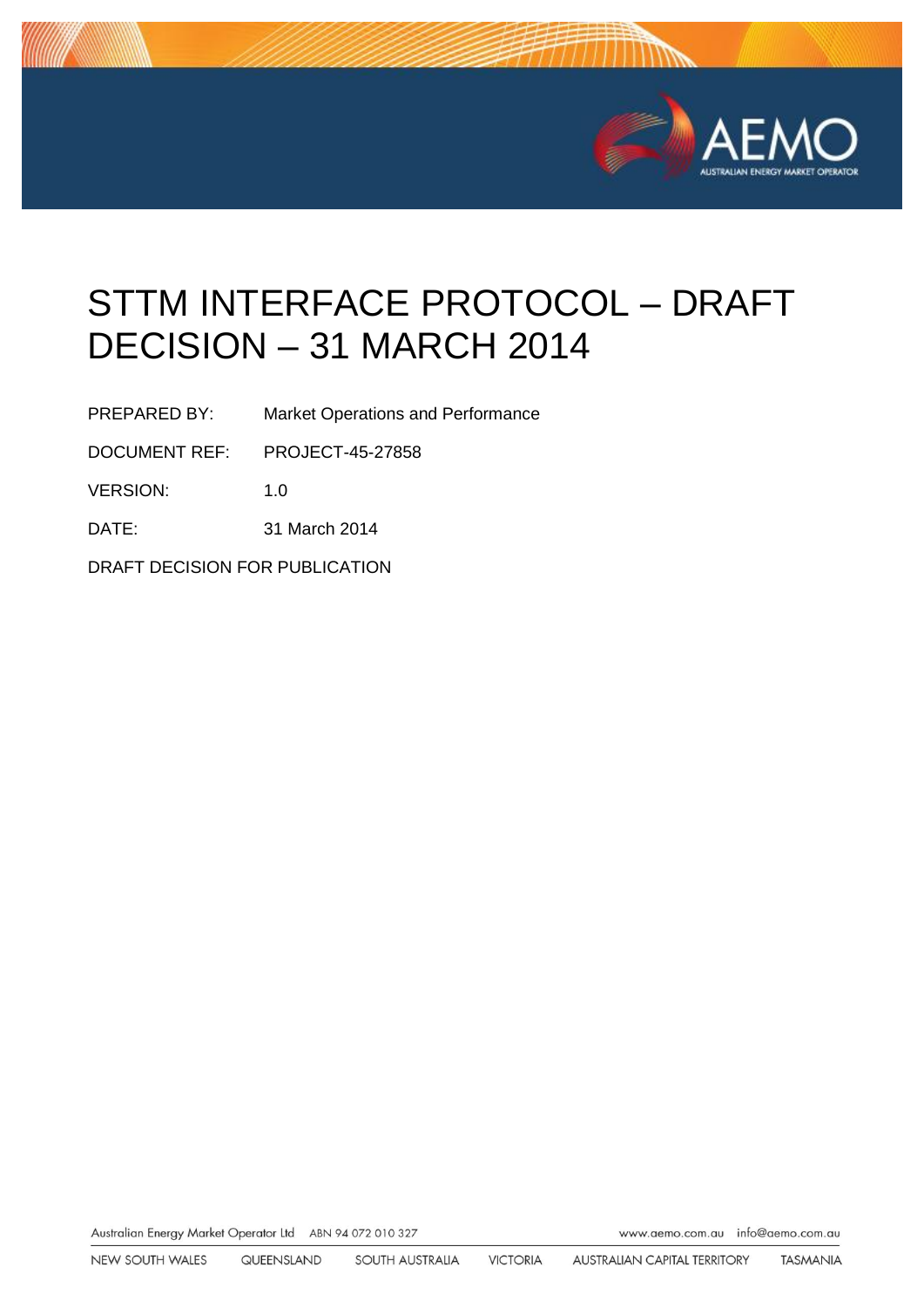# STTM INTERFACE PROTOCOL – DRAFT DECISION – 31 MARCH 2014

| | |
|---|---|
| PREPARED BY: | Market Operations and Performance |
| DOCUMENT REF: | PROJECT-45-27858 |
| VERSION: | 1.0 |
| DATE: | 31 March 2014 |

DRAFT DECISION FOR PUBLICATION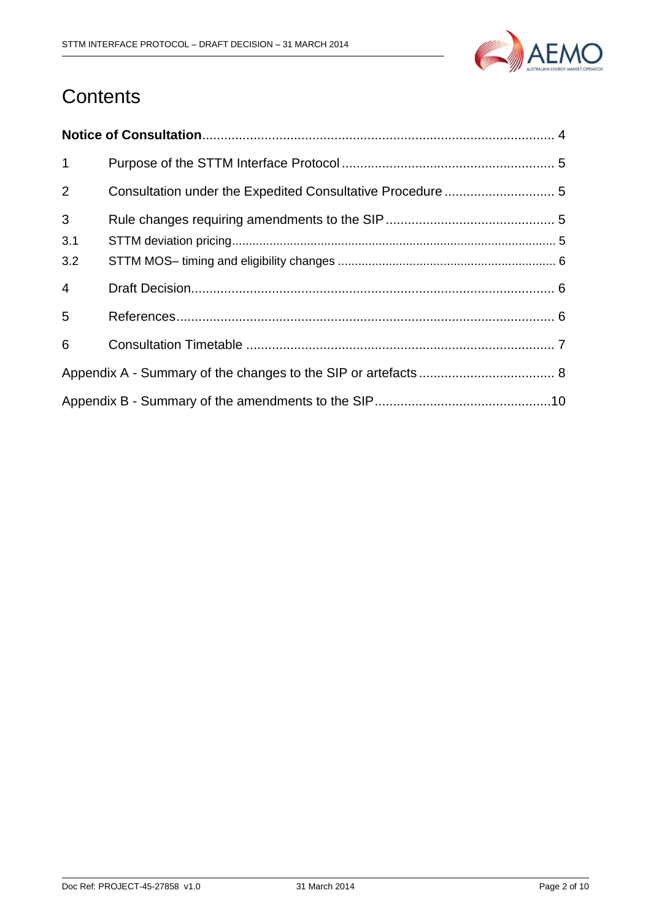# Contents

**Notice of Consultation** ........................................................................................ 4

1 Purpose of the STTM Interface Protocol ......................................................... 5

2 Consultation under the Expedited Consultative Procedure ............................ 5

3 Rule changes requiring amendments to the SIP ............................................. 5

3.1 STTM deviation pricing .................................................................................... 5

3.2 STTM MOS– timing and eligibility changes ........................................................ 6

4 Draft Decision.................................................................................................. 6

5 References....................................................................................................... 6

6 Consultation Timetable .................................................................................... 7

Appendix A - Summary of the changes to the SIP or artefacts .................................... 8

Appendix B - Summary of the amendments to the SIP...............................................10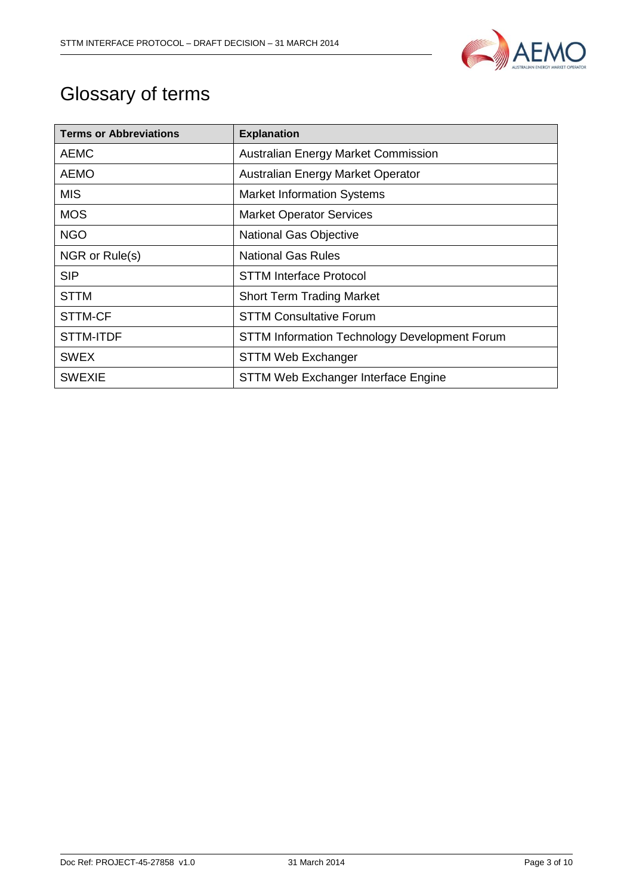# Glossary of terms

| **Terms or Abbreviations** | **Explanation** |
|---|---|
| AEMC | Australian Energy Market Commission |
| AEMO | Australian Energy Market Operator |
| MIS | Market Information Systems |
| MOS | Market Operator Services |
| NGO | National Gas Objective |
| NGR or Rule(s) | National Gas Rules |
| SIP | STTM Interface Protocol |
| STTM | Short Term Trading Market |
| STTM-CF | STTM Consultative Forum |
| STTM-ITDF | STTM Information Technology Development Forum |
| SWEX | STTM Web Exchanger |
| SWEXIE | STTM Web Exchanger Interface Engine |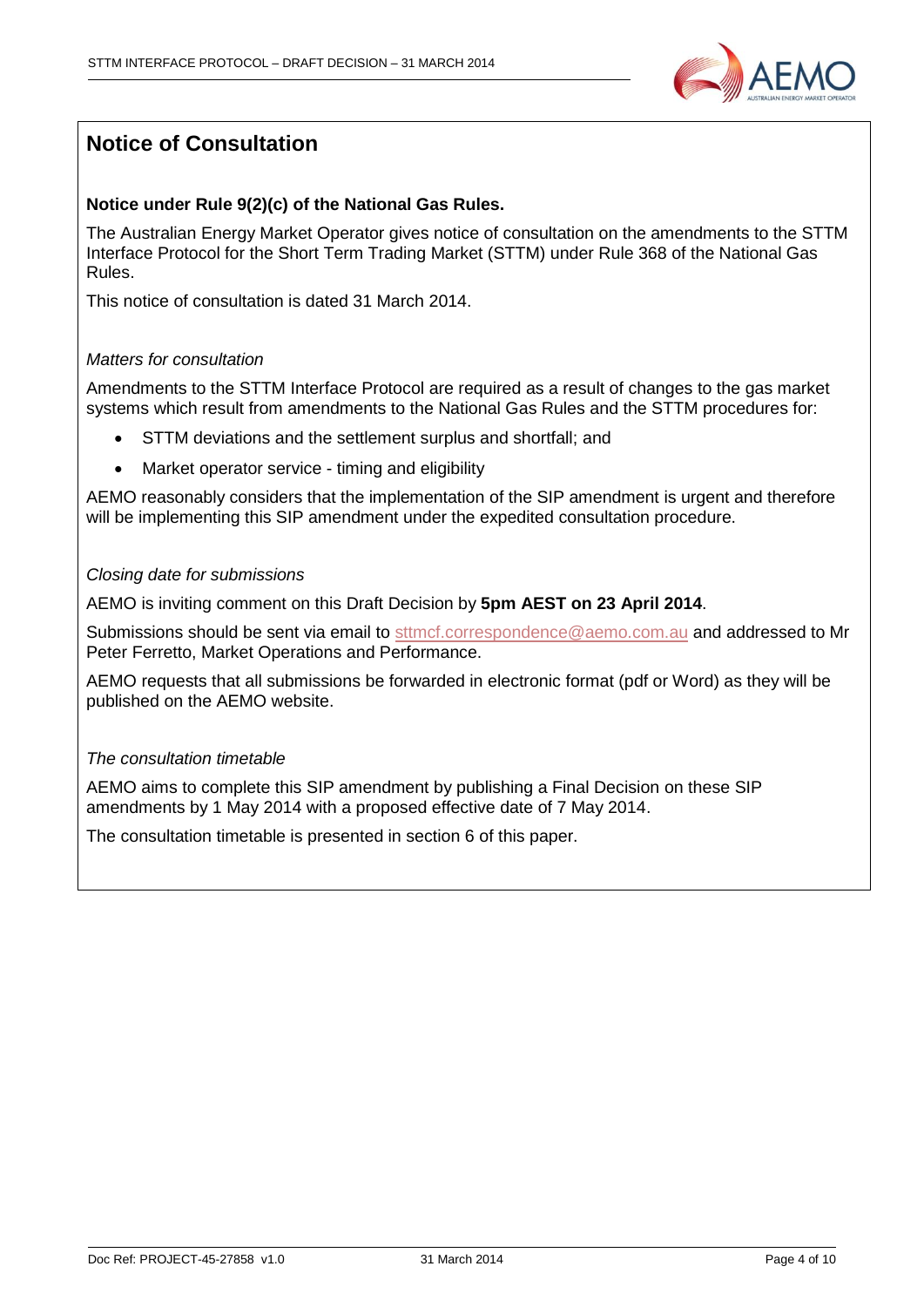## Notice of Consultation

**Notice under Rule 9(2)(c) of the National Gas Rules.**

The Australian Energy Market Operator gives notice of consultation on the amendments to the STTM Interface Protocol for the Short Term Trading Market (STTM) under Rule 368 of the National Gas Rules.

This notice of consultation is dated 31 March 2014.

*Matters for consultation*

Amendments to the STTM Interface Protocol are required as a result of changes to the gas market systems which result from amendments to the National Gas Rules and the STTM procedures for:

- STTM deviations and the settlement surplus and shortfall; and
- Market operator service - timing and eligibility

AEMO reasonably considers that the implementation of the SIP amendment is urgent and therefore will be implementing this SIP amendment under the expedited consultation procedure.

*Closing date for submissions*

AEMO is inviting comment on this Draft Decision by **5pm AEST on 23 April 2014**.

Submissions should be sent via email to sttmcf.correspondence@aemo.com.au and addressed to Mr Peter Ferretto, Market Operations and Performance.

AEMO requests that all submissions be forwarded in electronic format (pdf or Word) as they will be published on the AEMO website.

*The consultation timetable*

AEMO aims to complete this SIP amendment by publishing a Final Decision on these SIP amendments by 1 May 2014 with a proposed effective date of 7 May 2014.

The consultation timetable is presented in section 6 of this paper.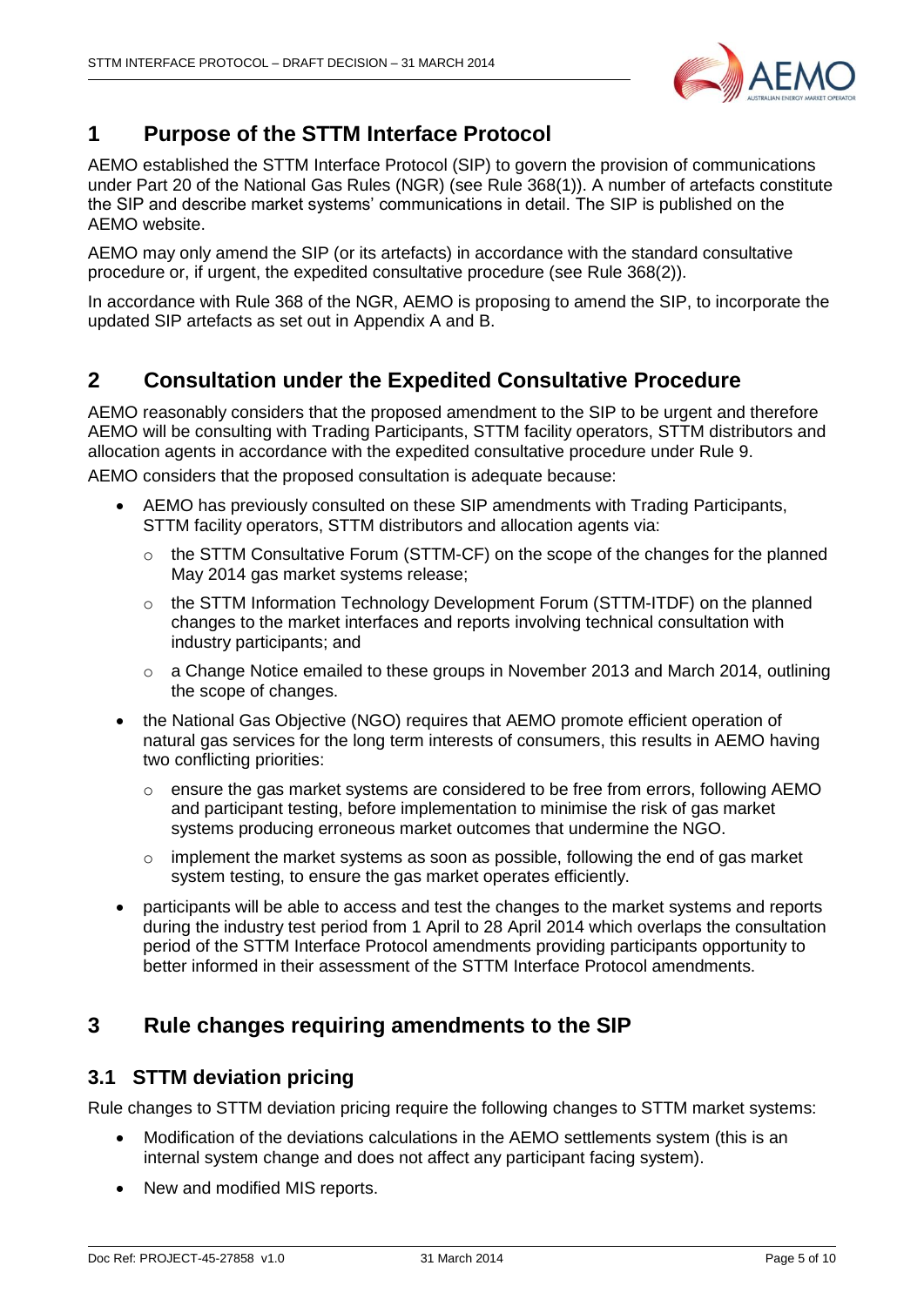# 1 Purpose of the STTM Interface Protocol

AEMO established the STTM Interface Protocol (SIP) to govern the provision of communications under Part 20 of the National Gas Rules (NGR) (see Rule 368(1)). A number of artefacts constitute the SIP and describe market systems' communications in detail. The SIP is published on the AEMO website.

AEMO may only amend the SIP (or its artefacts) in accordance with the standard consultative procedure or, if urgent, the expedited consultative procedure (see Rule 368(2)).

In accordance with Rule 368 of the NGR, AEMO is proposing to amend the SIP, to incorporate the updated SIP artefacts as set out in Appendix A and B.

# 2 Consultation under the Expedited Consultative Procedure

AEMO reasonably considers that the proposed amendment to the SIP to be urgent and therefore AEMO will be consulting with Trading Participants, STTM facility operators, STTM distributors and allocation agents in accordance with the expedited consultative procedure under Rule 9.

AEMO considers that the proposed consultation is adequate because:

- AEMO has previously consulted on these SIP amendments with Trading Participants, STTM facility operators, STTM distributors and allocation agents via:
  - the STTM Consultative Forum (STTM-CF) on the scope of the changes for the planned May 2014 gas market systems release;
  - the STTM Information Technology Development Forum (STTM-ITDF) on the planned changes to the market interfaces and reports involving technical consultation with industry participants; and
  - a Change Notice emailed to these groups in November 2013 and March 2014, outlining the scope of changes.
- the National Gas Objective (NGO) requires that AEMO promote efficient operation of natural gas services for the long term interests of consumers, this results in AEMO having two conflicting priorities:
  - ensure the gas market systems are considered to be free from errors, following AEMO and participant testing, before implementation to minimise the risk of gas market systems producing erroneous market outcomes that undermine the NGO.
  - implement the market systems as soon as possible, following the end of gas market system testing, to ensure the gas market operates efficiently.
- participants will be able to access and test the changes to the market systems and reports during the industry test period from 1 April to 28 April 2014 which overlaps the consultation period of the STTM Interface Protocol amendments providing participants opportunity to better informed in their assessment of the STTM Interface Protocol amendments.

# 3 Rule changes requiring amendments to the SIP

## 3.1 STTM deviation pricing

Rule changes to STTM deviation pricing require the following changes to STTM market systems:

- Modification of the deviations calculations in the AEMO settlements system (this is an internal system change and does not affect any participant facing system).
- New and modified MIS reports.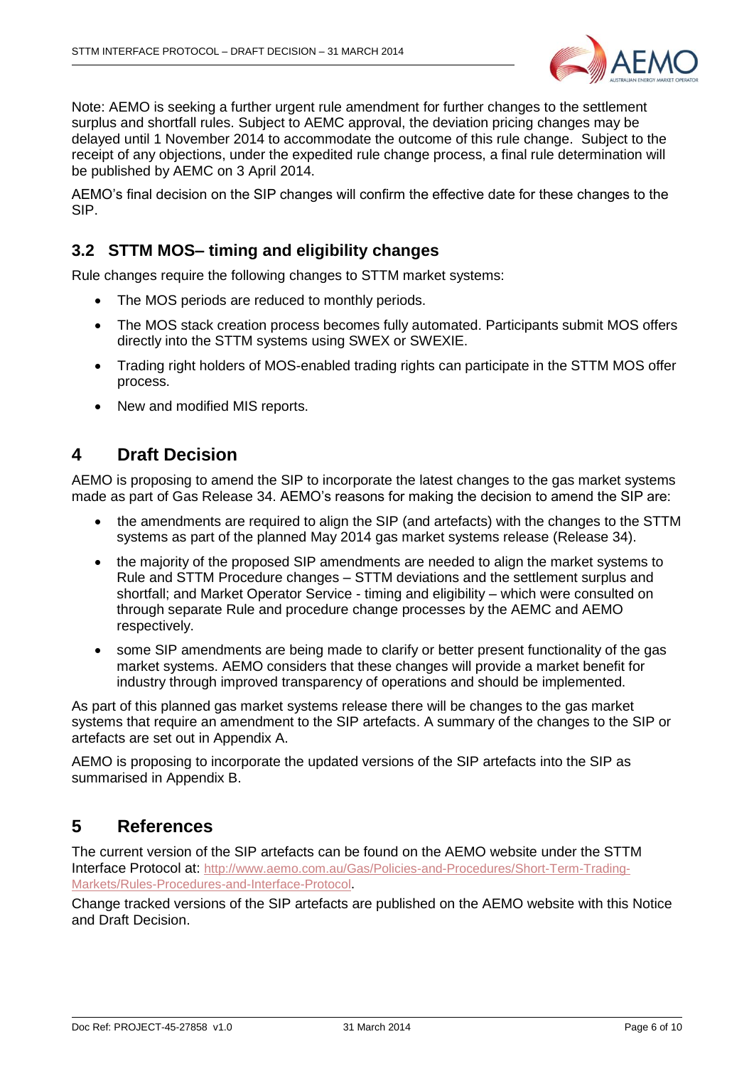Note: AEMO is seeking a further urgent rule amendment for further changes to the settlement surplus and shortfall rules. Subject to AEMC approval, the deviation pricing changes may be delayed until 1 November 2014 to accommodate the outcome of this rule change. Subject to the receipt of any objections, under the expedited rule change process, a final rule determination will be published by AEMC on 3 April 2014.

AEMO's final decision on the SIP changes will confirm the effective date for these changes to the SIP.

### 3.2 STTM MOS– timing and eligibility changes

Rule changes require the following changes to STTM market systems:

- The MOS periods are reduced to monthly periods.
- The MOS stack creation process becomes fully automated. Participants submit MOS offers directly into the STTM systems using SWEX or SWEXIE.
- Trading right holders of MOS-enabled trading rights can participate in the STTM MOS offer process.
- New and modified MIS reports.

## 4 Draft Decision

AEMO is proposing to amend the SIP to incorporate the latest changes to the gas market systems made as part of Gas Release 34. AEMO's reasons for making the decision to amend the SIP are:

- the amendments are required to align the SIP (and artefacts) with the changes to the STTM systems as part of the planned May 2014 gas market systems release (Release 34).
- the majority of the proposed SIP amendments are needed to align the market systems to Rule and STTM Procedure changes – STTM deviations and the settlement surplus and shortfall; and Market Operator Service - timing and eligibility – which were consulted on through separate Rule and procedure change processes by the AEMC and AEMO respectively.
- some SIP amendments are being made to clarify or better present functionality of the gas market systems. AEMO considers that these changes will provide a market benefit for industry through improved transparency of operations and should be implemented.

As part of this planned gas market systems release there will be changes to the gas market systems that require an amendment to the SIP artefacts. A summary of the changes to the SIP or artefacts are set out in Appendix A.

AEMO is proposing to incorporate the updated versions of the SIP artefacts into the SIP as summarised in Appendix B.

## 5 References

The current version of the SIP artefacts can be found on the AEMO website under the STTM Interface Protocol at: http://www.aemo.com.au/Gas/Policies-and-Procedures/Short-Term-Trading-Markets/Rules-Procedures-and-Interface-Protocol.

Change tracked versions of the SIP artefacts are published on the AEMO website with this Notice and Draft Decision.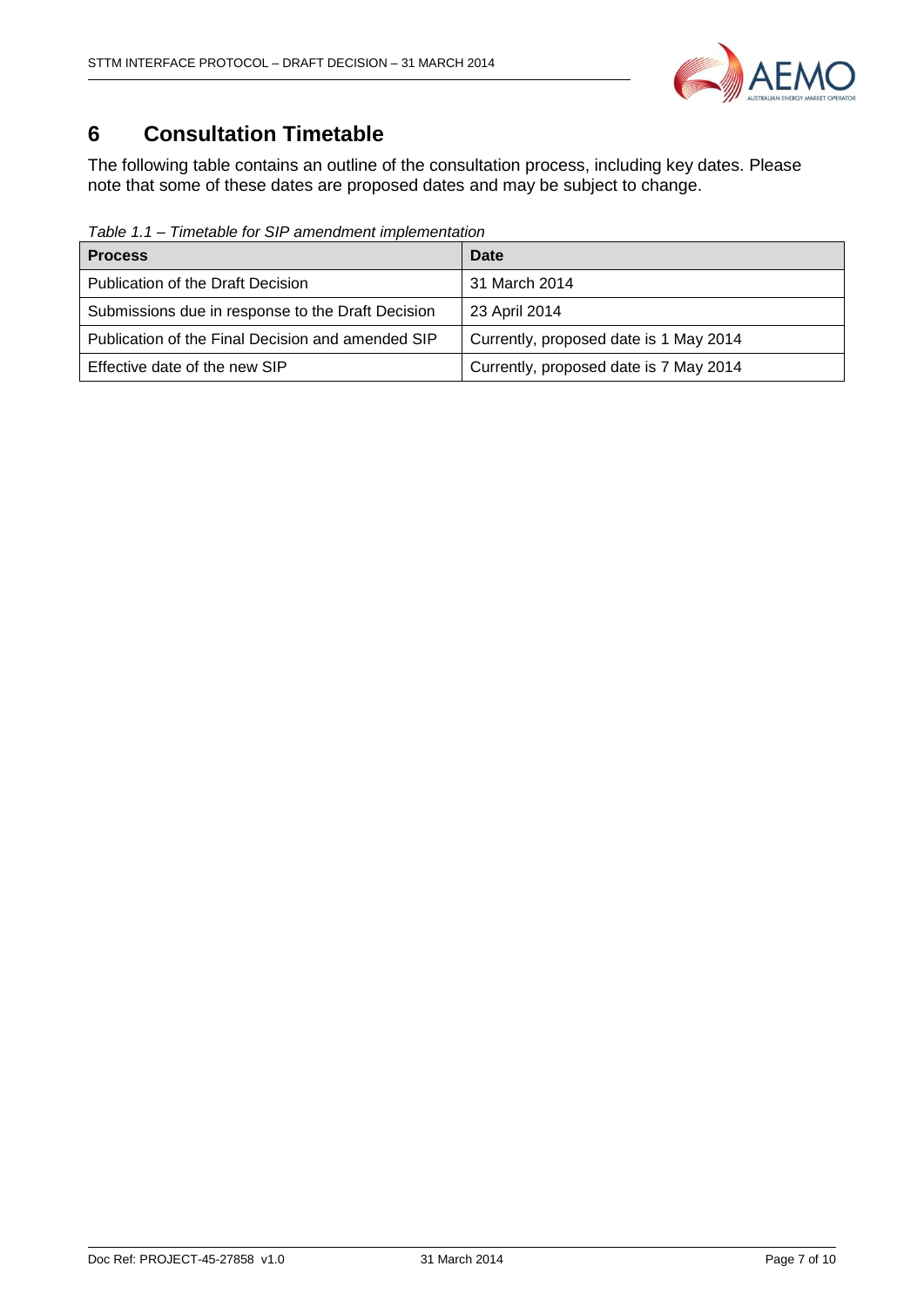# 6 Consultation Timetable

The following table contains an outline of the consultation process, including key dates. Please note that some of these dates are proposed dates and may be subject to change.

*Table 1.1 – Timetable for SIP amendment implementation*

| Process | Date |
|---|---|
| Publication of the Draft Decision | 31 March 2014 |
| Submissions due in response to the Draft Decision | 23 April 2014 |
| Publication of the Final Decision and amended SIP | Currently, proposed date is 1 May 2014 |
| Effective date of the new SIP | Currently, proposed date is 7 May 2014 |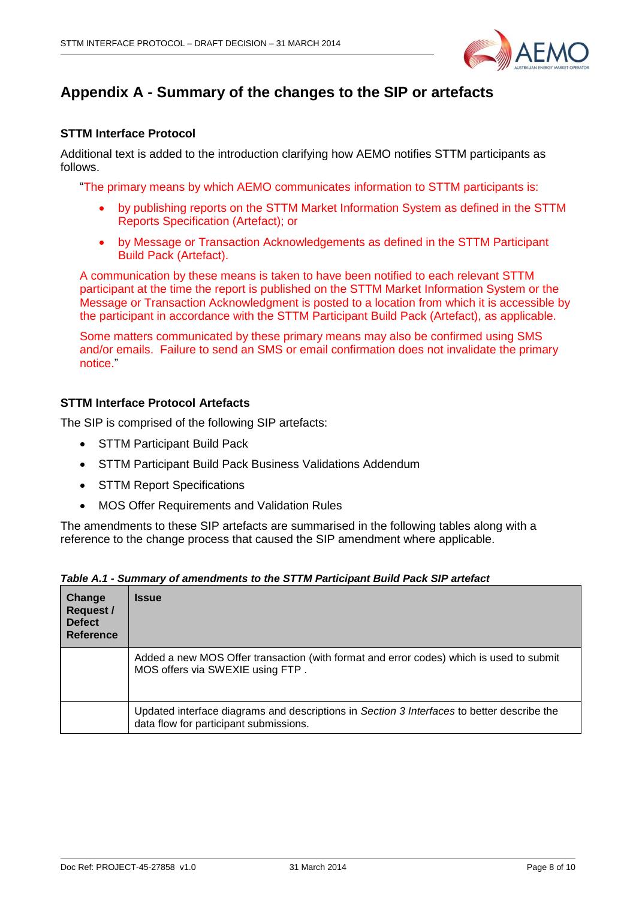# Appendix A - Summary of the changes to the SIP or artefacts

### STTM Interface Protocol

Additional text is added to the introduction clarifying how AEMO notifies STTM participants as follows.

> "The primary means by which AEMO communicates information to STTM participants is:
>
> - by publishing reports on the STTM Market Information System as defined in the STTM Reports Specification (Artefact); or
> - by Message or Transaction Acknowledgements as defined in the STTM Participant Build Pack (Artefact).
>
> A communication by these means is taken to have been notified to each relevant STTM participant at the time the report is published on the STTM Market Information System or the Message or Transaction Acknowledgment is posted to a location from which it is accessible by the participant in accordance with the STTM Participant Build Pack (Artefact), as applicable.
>
> Some matters communicated by these primary means may also be confirmed using SMS and/or emails. Failure to send an SMS or email confirmation does not invalidate the primary notice."

### STTM Interface Protocol Artefacts

The SIP is comprised of the following SIP artefacts:

- STTM Participant Build Pack
- STTM Participant Build Pack Business Validations Addendum
- STTM Report Specifications
- MOS Offer Requirements and Validation Rules

The amendments to these SIP artefacts are summarised in the following tables along with a reference to the change process that caused the SIP amendment where applicable.

***Table A.1 - Summary of amendments to the STTM Participant Build Pack SIP artefact***

| Change Request / Defect Reference | Issue |
|---|---|
| | Added a new MOS Offer transaction (with format and error codes) which is used to submit MOS offers via SWEXIE using FTP . |
| | Updated interface diagrams and descriptions in *Section 3 Interfaces* to better describe the data flow for participant submissions. |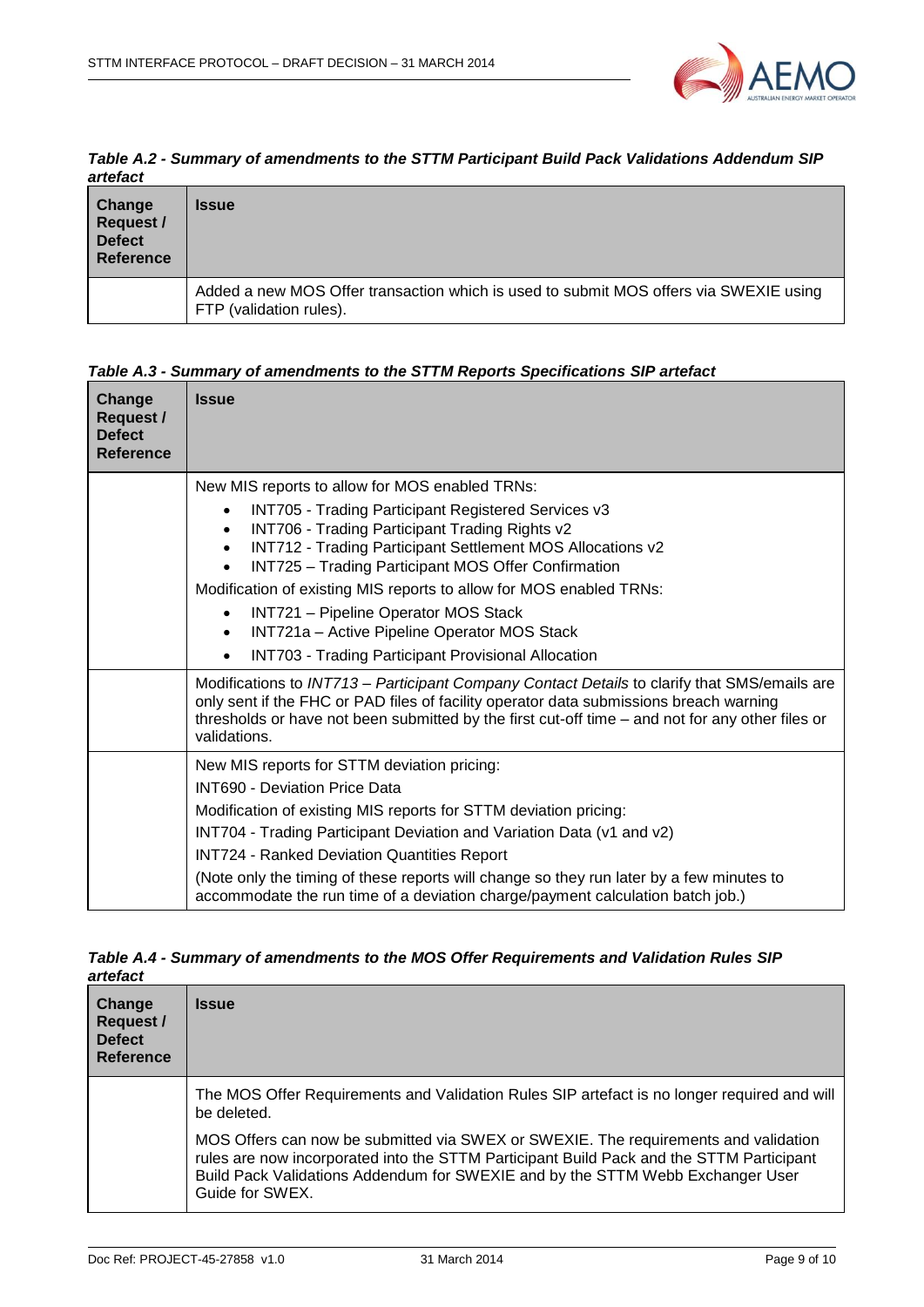*Table A.2 - Summary of amendments to the STTM Participant Build Pack Validations Addendum SIP artefact*

| Change Request / Defect Reference | Issue |
|---|---|
| | Added a new MOS Offer transaction which is used to submit MOS offers via SWEXIE using FTP (validation rules). |

*Table A.3 - Summary of amendments to the STTM Reports Specifications SIP artefact*

| Change Request / Defect Reference | Issue |
|---|---|
| | New MIS reports to allow for MOS enabled TRNs:<br>• INT705 - Trading Participant Registered Services v3<br>• INT706 - Trading Participant Trading Rights v2<br>• INT712 - Trading Participant Settlement MOS Allocations v2<br>• INT725 – Trading Participant MOS Offer Confirmation<br>Modification of existing MIS reports to allow for MOS enabled TRNs:<br>• INT721 – Pipeline Operator MOS Stack<br>• INT721a – Active Pipeline Operator MOS Stack<br>• INT703 - Trading Participant Provisional Allocation |
| | Modifications to *INT713 – Participant Company Contact Details* to clarify that SMS/emails are only sent if the FHC or PAD files of facility operator data submissions breach warning thresholds or have not been submitted by the first cut-off time – and not for any other files or validations. |
| | New MIS reports for STTM deviation pricing:<br>INT690 - Deviation Price Data<br>Modification of existing MIS reports for STTM deviation pricing:<br>INT704 - Trading Participant Deviation and Variation Data (v1 and v2)<br>INT724 - Ranked Deviation Quantities Report<br>(Note only the timing of these reports will change so they run later by a few minutes to accommodate the run time of a deviation charge/payment calculation batch job.) |

*Table A.4 - Summary of amendments to the MOS Offer Requirements and Validation Rules SIP artefact*

| Change Request / Defect Reference | Issue |
|---|---|
| | The MOS Offer Requirements and Validation Rules SIP artefact is no longer required and will be deleted.<br>MOS Offers can now be submitted via SWEX or SWEXIE. The requirements and validation rules are now incorporated into the STTM Participant Build Pack and the STTM Participant Build Pack Validations Addendum for SWEXIE and by the STTM Webb Exchanger User Guide for SWEX. |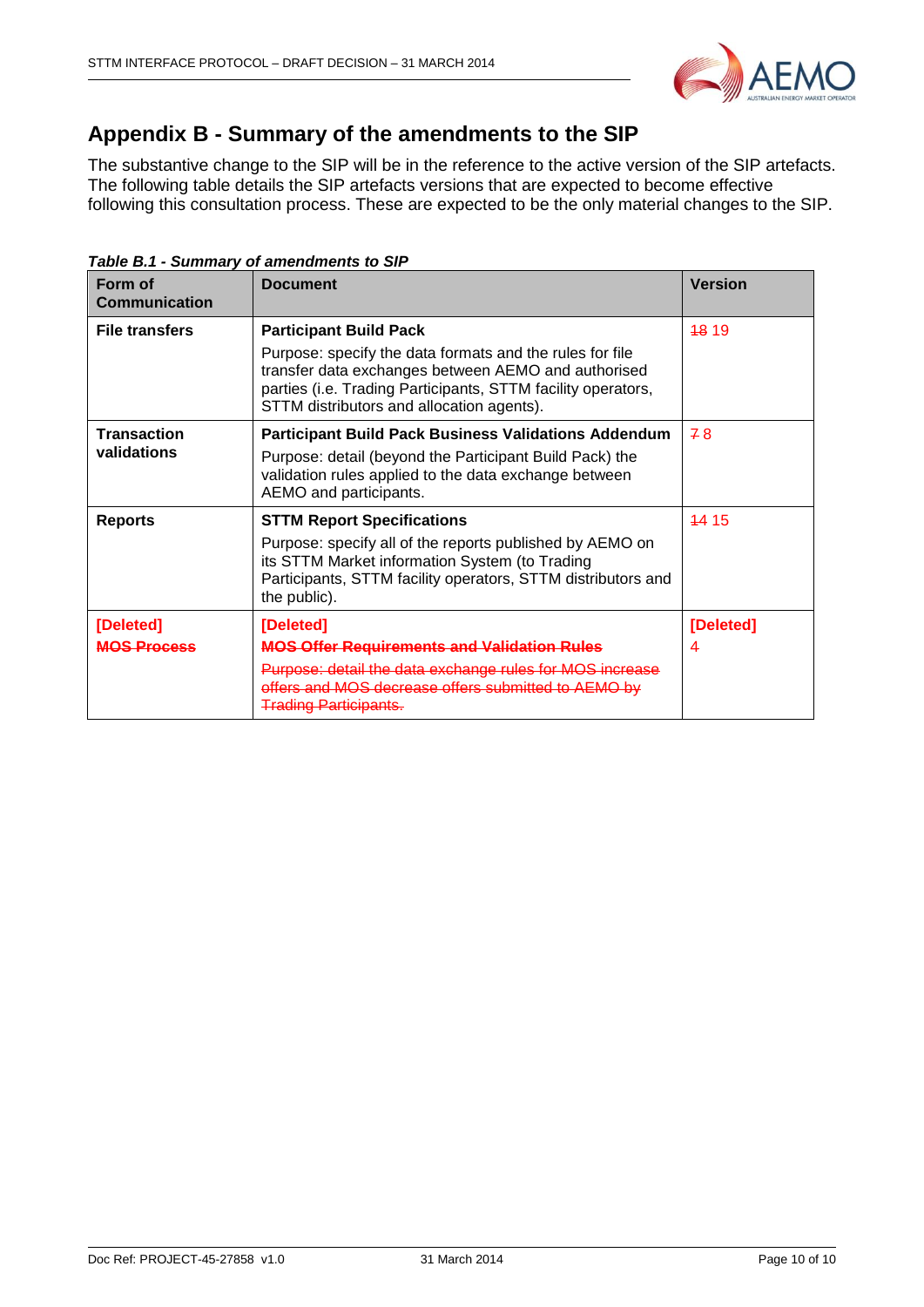## Appendix B - Summary of the amendments to the SIP

The substantive change to the SIP will be in the reference to the active version of the SIP artefacts. The following table details the SIP artefacts versions that are expected to become effective following this consultation process. These are expected to be the only material changes to the SIP.

***Table B.1 - Summary of amendments to SIP***

| Form of Communication | Document | Version |
|---|---|---|
| **File transfers** | **Participant Build Pack**<br>Purpose: specify the data formats and the rules for file transfer data exchanges between AEMO and authorised parties (i.e. Trading Participants, STTM facility operators, STTM distributors and allocation agents). | ~~18~~ 19 |
| **Transaction validations** | **Participant Build Pack Business Validations Addendum**<br>Purpose: detail (beyond the Participant Build Pack) the validation rules applied to the data exchange between AEMO and participants. | ~~7~~ 8 |
| **Reports** | **STTM Report Specifications**<br>Purpose: specify all of the reports published by AEMO on its STTM Market information System (to Trading Participants, STTM facility operators, STTM distributors and the public). | ~~14~~ 15 |
| **[Deleted]**<br>~~**MOS Process**~~ | **[Deleted]**<br>~~**MOS Offer Requirements and Validation Rules**~~<br>~~Purpose: detail the data exchange rules for MOS increase offers and MOS decrease offers submitted to AEMO by Trading Participants.~~ | **[Deleted]**<br>~~4~~ |